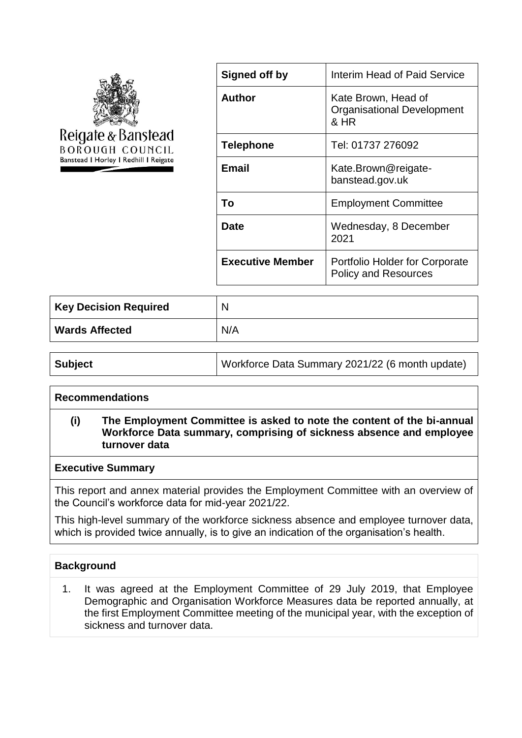Reigate & Banstead
BOROUGH COUNCIL
Banstead | Horley | Redhill | Reigate

| **Signed off by** | Interim Head of Paid Service |
| --- | --- |
| **Author** | Kate Brown, Head of Organisational Development & HR |
| **Telephone** | Tel: 01737 276092 |
| **Email** | Kate.Brown@reigate-banstead.gov.uk |
| **To** | Employment Committee |
| **Date** | Wednesday, 8 December 2021 |
| **Executive Member** | Portfolio Holder for Corporate Policy and Resources |

| **Key Decision Required** | N |
| --- | --- |
| **Wards Affected** | N/A |

| **Subject** | Workforce Data Summary 2021/22 (6 month update) |
| --- | --- |

## Recommendations

**(i) The Employment Committee is asked to note the content of the bi-annual Workforce Data summary, comprising of sickness absence and employee turnover data**

## Executive Summary

This report and annex material provides the Employment Committee with an overview of the Council's workforce data for mid-year 2021/22.

This high-level summary of the workforce sickness absence and employee turnover data, which is provided twice annually, is to give an indication of the organisation's health.

## Background

1. It was agreed at the Employment Committee of 29 July 2019, that Employee Demographic and Organisation Workforce Measures data be reported annually, at the first Employment Committee meeting of the municipal year, with the exception of sickness and turnover data.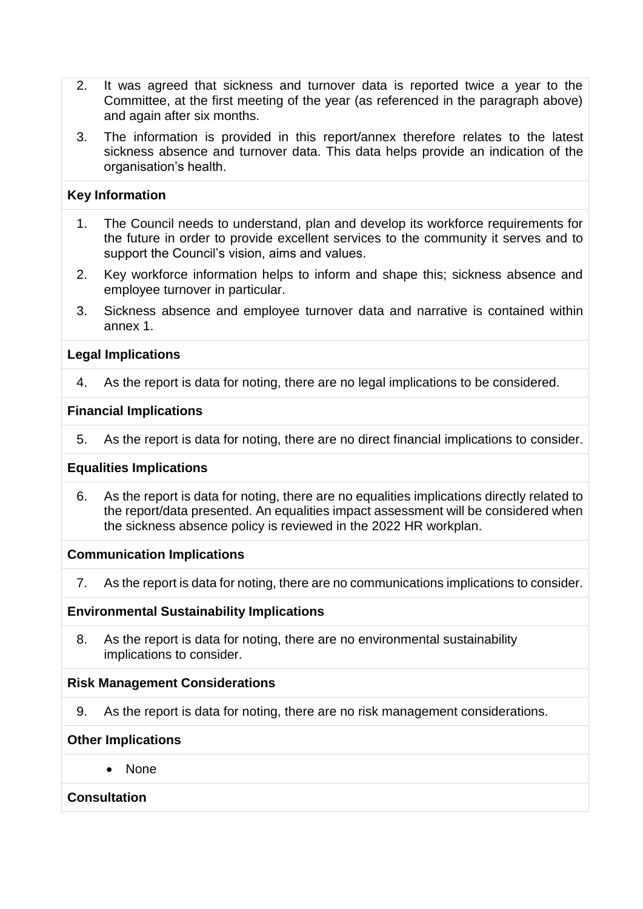2. It was agreed that sickness and turnover data is reported twice a year to the Committee, at the first meeting of the year (as referenced in the paragraph above) and again after six months.

3. The information is provided in this report/annex therefore relates to the latest sickness absence and turnover data. This data helps provide an indication of the organisation's health.

**Key Information**

1. The Council needs to understand, plan and develop its workforce requirements for the future in order to provide excellent services to the community it serves and to support the Council's vision, aims and values.

2. Key workforce information helps to inform and shape this; sickness absence and employee turnover in particular.

3. Sickness absence and employee turnover data and narrative is contained within annex 1.

**Legal Implications**

4. As the report is data for noting, there are no legal implications to be considered.

**Financial Implications**

5. As the report is data for noting, there are no direct financial implications to consider.

**Equalities Implications**

6. As the report is data for noting, there are no equalities implications directly related to the report/data presented. An equalities impact assessment will be considered when the sickness absence policy is reviewed in the 2022 HR workplan.

**Communication Implications**

7. As the report is data for noting, there are no communications implications to consider.

**Environmental Sustainability Implications**

8. As the report is data for noting, there are no environmental sustainability implications to consider.

**Risk Management Considerations**

9. As the report is data for noting, there are no risk management considerations.

**Other Implications**

- None

**Consultation**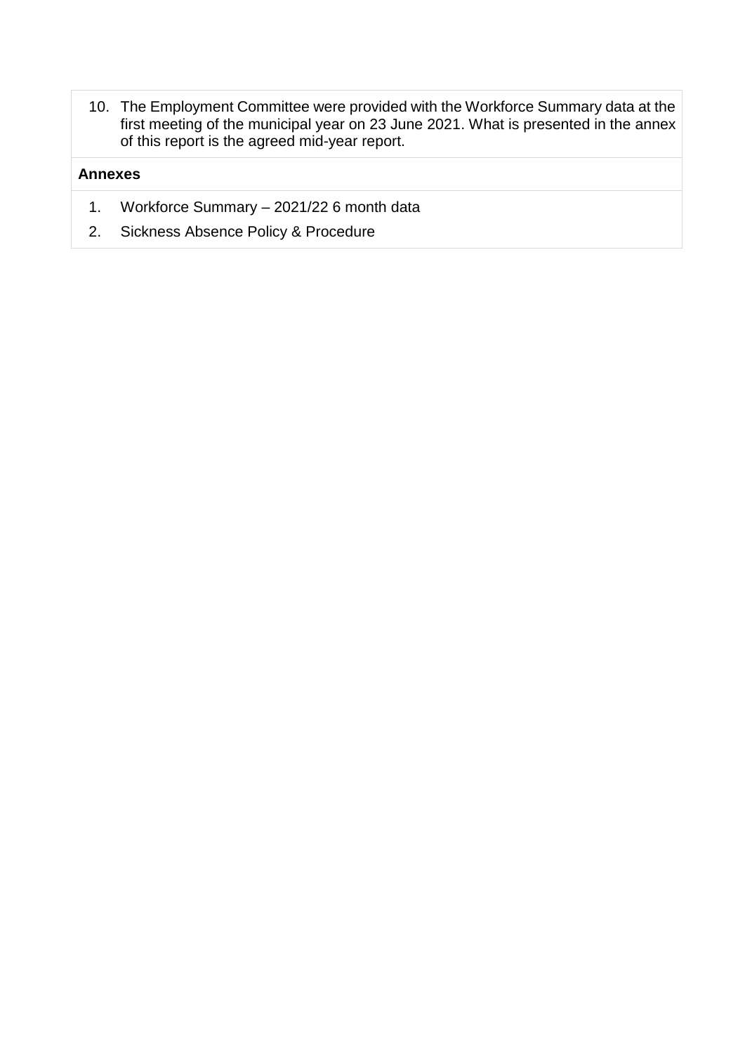10. The Employment Committee were provided with the Workforce Summary data at the first meeting of the municipal year on 23 June 2021. What is presented in the annex of this report is the agreed mid-year report.

**Annexes**

1. Workforce Summary – 2021/22 6 month data
2. Sickness Absence Policy & Procedure